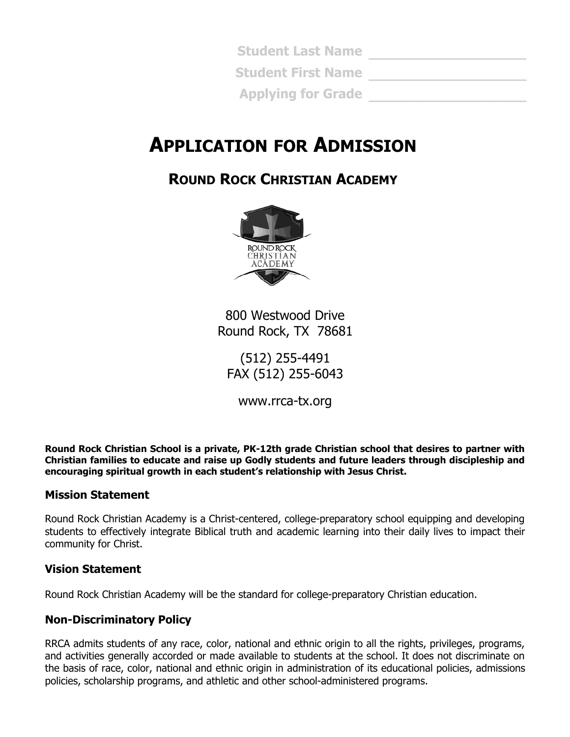Student Last Name ____________________
Student First Name ____________________
Applying for Grade ____________________

# APPLICATION FOR ADMISSION

## ROUND ROCK CHRISTIAN ACADEMY

800 Westwood Drive
Round Rock, TX 78681

(512) 255-4491
FAX (512) 255-6043

www.rrca-tx.org

**Round Rock Christian School is a private, PK-12th grade Christian school that desires to partner with Christian families to educate and raise up Godly students and future leaders through discipleship and encouraging spiritual growth in each student's relationship with Jesus Christ.**

### Mission Statement

Round Rock Christian Academy is a Christ-centered, college-preparatory school equipping and developing students to effectively integrate Biblical truth and academic learning into their daily lives to impact their community for Christ.

### Vision Statement

Round Rock Christian Academy will be the standard for college-preparatory Christian education.

### Non-Discriminatory Policy

RRCA admits students of any race, color, national and ethnic origin to all the rights, privileges, programs, and activities generally accorded or made available to students at the school. It does not discriminate on the basis of race, color, national and ethnic origin in administration of its educational policies, admissions policies, scholarship programs, and athletic and other school-administered programs.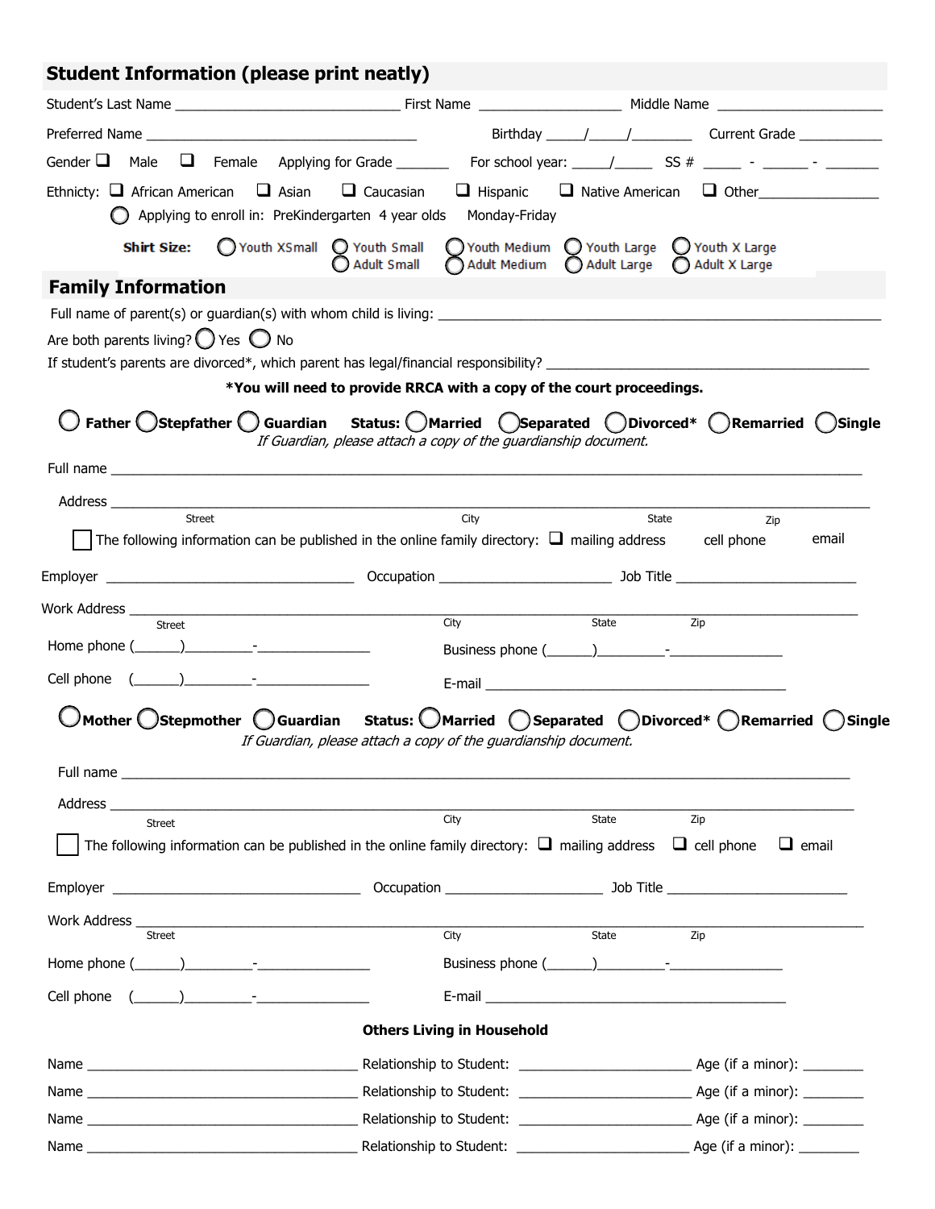## Student Information (please print neatly)

Student's Last Name ____________________________ First Name __________________ Middle Name ______________________

Preferred Name __________________________________ Birthday _____/_____/________ Current Grade ___________

Gender ❑ Male ❑ Female Applying for Grade _______ For school year: _____/_____ SS # _____ - ______ - _______

Ethnicty: ❑ African American ❑ Asian ❑ Caucasian ❑ Hispanic ❑ Native American ❑ Other________________

◯ Applying to enroll in: PreKindergarten 4 year olds Monday-Friday

**Shirt Size:** ◯ Youth XSmall ◯ Youth Small ◯ Youth Medium ◯ Youth Large ◯ Youth X Large ◯ Adult Small ◯ Adult Medium ◯ Adult Large ◯ Adult X Large

## Family Information

Full name of parent(s) or guardian(s) with whom child is living: ________________________________________________________

Are both parents living? ◯ Yes ◯ No

If student's parents are divorced*, which parent has legal/financial responsibility? ________________________________________

**\*You will need to provide RRCA with a copy of the court proceedings.**

**◯ Father ◯ Stepfather ◯ Guardian Status: ◯ Married ◯ Separated ◯ Divorced\* ◯ Remarried ◯ Single**

*If Guardian, please attach a copy of the guardianship document.*

Full name ____________________________________________________________________________________________

Address ______________________________________________________________________________________________
Street City State Zip

☐ The following information can be published in the online family directory: ❑ mailing address cell phone email

Employer ________________________________ Occupation ______________________ Job Title ________________________

Work Address __________________________________________________________________________________________
Street City State Zip

Home phone (______)_________-_______________ Business phone (______)_________-_______________

Cell phone (______)_________-_______________ E-mail ________________________________________

**◯ Mother ◯ Stepmother ◯ Guardian Status: ◯ Married ◯ Separated ◯ Divorced\* ◯ Remarried ◯ Single**

*If Guardian, please attach a copy of the guardianship document.*

Full name ____________________________________________________________________________________________

Address ______________________________________________________________________________________________
Street City State Zip

☐ The following information can be published in the online family directory: ❑ mailing address ❑ cell phone ❑ email

Employer ________________________________ Occupation ____________________ Job Title ________________________

Work Address __________________________________________________________________________________________
Street City State Zip

Home phone (______)_________-_______________ Business phone (______)_________-_______________

Cell phone (______)_________-_______________ E-mail ________________________________________

**Others Living in Household**

Name __________________________________ Relationship to Student: ______________________ Age (if a minor): ________

Name __________________________________ Relationship to Student: ______________________ Age (if a minor): ________

Name __________________________________ Relationship to Student: ______________________ Age (if a minor): ________

Name __________________________________ Relationship to Student: ______________________ Age (if a minor): ________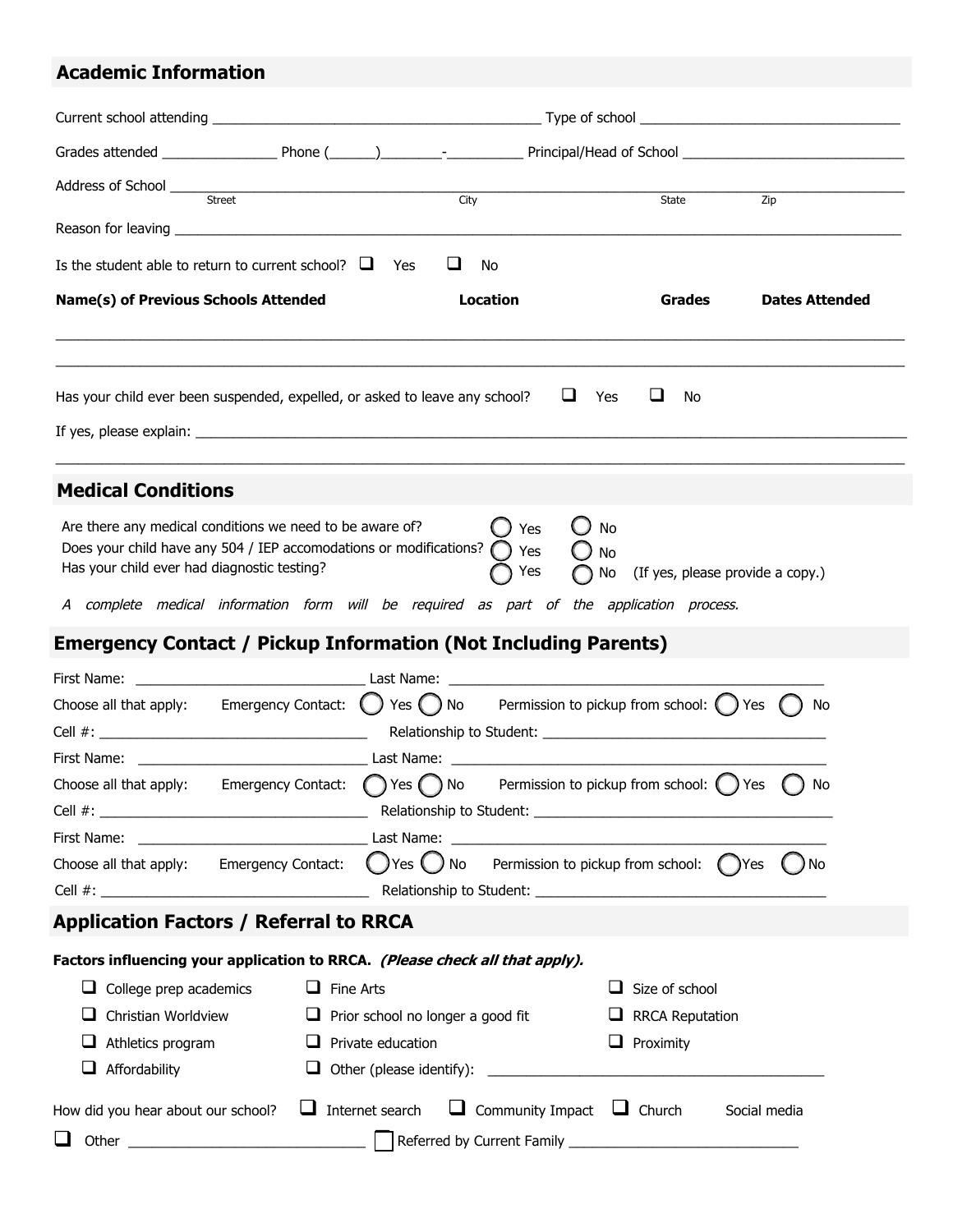## Academic Information

Current school attending ____________________________________________ Type of school __________________________________

Grades attended _______________ Phone (______)________-__________ Principal/Head of School _____________________________

Address of School ___________________________________________________________________________________________

Street | City | State | Zip

Reason for leaving ___________________________________________________________________________________________

Is the student able to return to current school? ☐ Yes ☐ No

| **Name(s) of Previous Schools Attended** | **Location** | **Grades** | **Dates Attended** |
|---|---|---|---|
| | | | |
| | | | |

Has your child ever been suspended, expelled, or asked to leave any school? ☐ Yes ☐ No

If yes, please explain: ______________________________________________________________________________________

_____________________________________________________________________________________________________________

## Medical Conditions

Are there any medical conditions we need to be aware of? ◯ Yes ◯ No

Does your child have any 504 / IEP accomodations or modifications? ◯ Yes ◯ No

Has your child ever had diagnostic testing? ◯ Yes ◯ No (If yes, please provide a copy.)

*A complete medical information form will be required as part of the application process.*

## Emergency Contact / Pickup Information (Not Including Parents)

First Name: _____________________________ Last Name: _______________________________________________

Choose all that apply: Emergency Contact: ◯ Yes ◯ No Permission to pickup from school: ◯ Yes ◯ No

Cell #: _________________________________ Relationship to Student: ___________________________________

First Name: _____________________________ Last Name: _______________________________________________

Choose all that apply: Emergency Contact: ◯ Yes ◯ No Permission to pickup from school: ◯ Yes ◯ No

Cell #: _________________________________ Relationship to Student: ___________________________________

First Name: _____________________________ Last Name: _______________________________________________

Choose all that apply: Emergency Contact: ◯ Yes ◯ No Permission to pickup from school: ◯ Yes ◯ No

Cell #: _________________________________ Relationship to Student: ___________________________________

## Application Factors / Referral to RRCA

**Factors influencing your application to RRCA. *(Please check all that apply).***

- ☐ College prep academics
- ☐ Christian Worldview
- ☐ Athletics program
- ☐ Affordability
- ☐ Fine Arts
- ☐ Prior school no longer a good fit
- ☐ Private education
- ☐ Other (please identify): ________________________________________
- ☐ Size of school
- ☐ RRCA Reputation
- ☐ Proximity

How did you hear about our school? ☐ Internet search ☐ Community Impact ☐ Church Social media

☐ Other ______________________________ ☐ Referred by Current Family ______________________________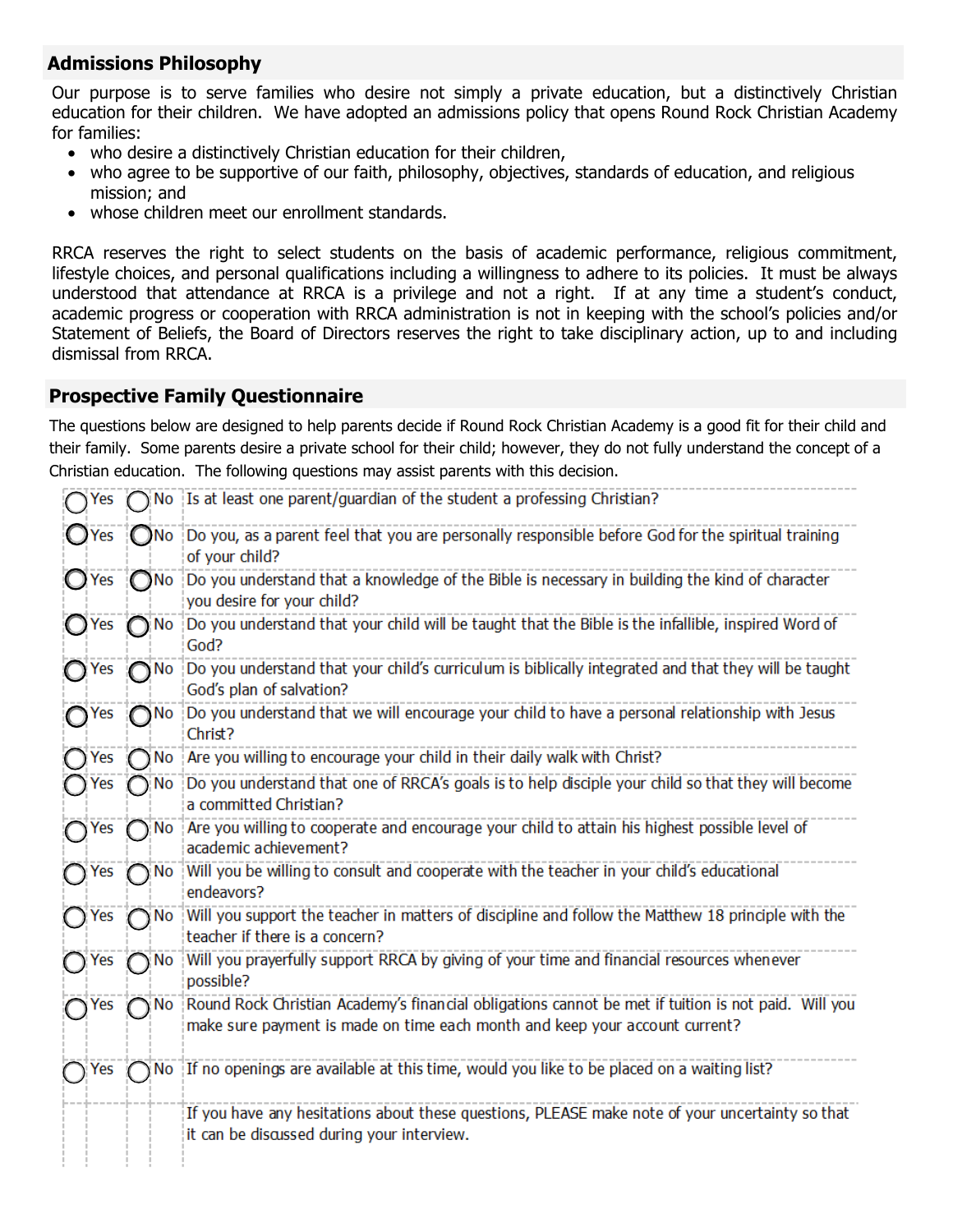## Admissions Philosophy

Our purpose is to serve families who desire not simply a private education, but a distinctively Christian education for their children. We have adopted an admissions policy that opens Round Rock Christian Academy for families:

- who desire a distinctively Christian education for their children,
- who agree to be supportive of our faith, philosophy, objectives, standards of education, and religious mission; and
- whose children meet our enrollment standards.

RRCA reserves the right to select students on the basis of academic performance, religious commitment, lifestyle choices, and personal qualifications including a willingness to adhere to its policies. It must be always understood that attendance at RRCA is a privilege and not a right. If at any time a student's conduct, academic progress or cooperation with RRCA administration is not in keeping with the school's policies and/or Statement of Beliefs, the Board of Directors reserves the right to take disciplinary action, up to and including dismissal from RRCA.

## Prospective Family Questionnaire

The questions below are designed to help parents decide if Round Rock Christian Academy is a good fit for their child and their family. Some parents desire a private school for their child; however, they do not fully understand the concept of a Christian education. The following questions may assist parents with this decision.

| Yes | No | Question |
|---|---|---|
| ◯ Yes | ◯ No | Is at least one parent/guardian of the student a professing Christian? |
| ◯ Yes | ◯ No | Do you, as a parent feel that you are personally responsible before God for the spiritual training of your child? |
| ◯ Yes | ◯ No | Do you understand that a knowledge of the Bible is necessary in building the kind of character you desire for your child? |
| ◯ Yes | ◯ No | Do you understand that your child will be taught that the Bible is the infallible, inspired Word of God? |
| ◯ Yes | ◯ No | Do you understand that your child's curriculum is biblically integrated and that they will be taught God's plan of salvation? |
| ◯ Yes | ◯ No | Do you understand that we will encourage your child to have a personal relationship with Jesus Christ? |
| ◯ Yes | ◯ No | Are you willing to encourage your child in their daily walk with Christ? |
| ◯ Yes | ◯ No | Do you understand that one of RRCA's goals is to help disciple your child so that they will become a committed Christian? |
| ◯ Yes | ◯ No | Are you willing to cooperate and encourage your child to attain his highest possible level of academic achievement? |
| ◯ Yes | ◯ No | Will you be willing to consult and cooperate with the teacher in your child's educational endeavors? |
| ◯ Yes | ◯ No | Will you support the teacher in matters of discipline and follow the Matthew 18 principle with the teacher if there is a concern? |
| ◯ Yes | ◯ No | Will you prayerfully support RRCA by giving of your time and financial resources whenever possible? |
| ◯ Yes | ◯ No | Round Rock Christian Academy's financial obligations cannot be met if tuition is not paid. Will you make sure payment is made on time each month and keep your account current? |
| ◯ Yes | ◯ No | If no openings are available at this time, would you like to be placed on a waiting list? |
| | | If you have any hesitations about these questions, PLEASE make note of your uncertainty so that it can be discussed during your interview. |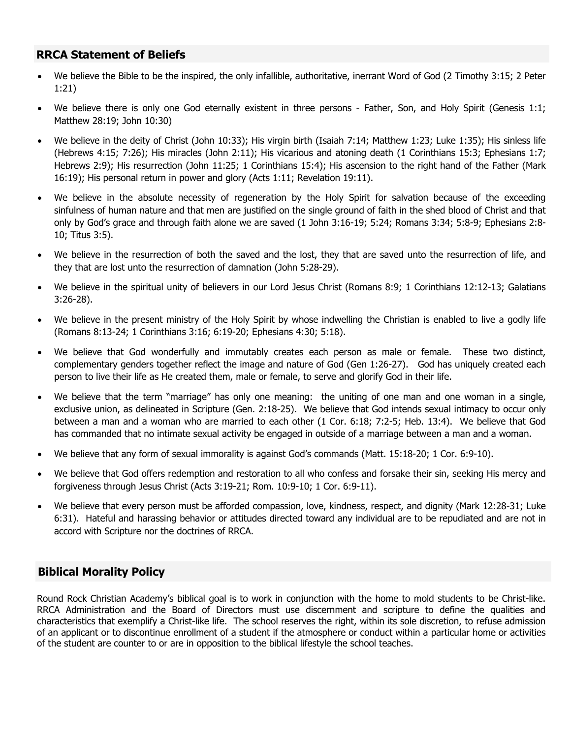## RRCA Statement of Beliefs

- We believe the Bible to be the inspired, the only infallible, authoritative, inerrant Word of God (2 Timothy 3:15; 2 Peter 1:21)
- We believe there is only one God eternally existent in three persons - Father, Son, and Holy Spirit (Genesis 1:1; Matthew 28:19; John 10:30)
- We believe in the deity of Christ (John 10:33); His virgin birth (Isaiah 7:14; Matthew 1:23; Luke 1:35); His sinless life (Hebrews 4:15; 7:26); His miracles (John 2:11); His vicarious and atoning death (1 Corinthians 15:3; Ephesians 1:7; Hebrews 2:9); His resurrection (John 11:25; 1 Corinthians 15:4); His ascension to the right hand of the Father (Mark 16:19); His personal return in power and glory (Acts 1:11; Revelation 19:11).
- We believe in the absolute necessity of regeneration by the Holy Spirit for salvation because of the exceeding sinfulness of human nature and that men are justified on the single ground of faith in the shed blood of Christ and that only by God's grace and through faith alone we are saved (1 John 3:16-19; 5:24; Romans 3:34; 5:8-9; Ephesians 2:8-10; Titus 3:5).
- We believe in the resurrection of both the saved and the lost, they that are saved unto the resurrection of life, and they that are lost unto the resurrection of damnation (John 5:28-29).
- We believe in the spiritual unity of believers in our Lord Jesus Christ (Romans 8:9; 1 Corinthians 12:12-13; Galatians 3:26-28).
- We believe in the present ministry of the Holy Spirit by whose indwelling the Christian is enabled to live a godly life (Romans 8:13-24; 1 Corinthians 3:16; 6:19-20; Ephesians 4:30; 5:18).
- We believe that God wonderfully and immutably creates each person as male or female. These two distinct, complementary genders together reflect the image and nature of God (Gen 1:26-27). God has uniquely created each person to live their life as He created them, male or female, to serve and glorify God in their life.
- We believe that the term "marriage" has only one meaning: the uniting of one man and one woman in a single, exclusive union, as delineated in Scripture (Gen. 2:18-25). We believe that God intends sexual intimacy to occur only between a man and a woman who are married to each other (1 Cor. 6:18; 7:2-5; Heb. 13:4). We believe that God has commanded that no intimate sexual activity be engaged in outside of a marriage between a man and a woman.
- We believe that any form of sexual immorality is against God's commands (Matt. 15:18-20; 1 Cor. 6:9-10).
- We believe that God offers redemption and restoration to all who confess and forsake their sin, seeking His mercy and forgiveness through Jesus Christ (Acts 3:19-21; Rom. 10:9-10; 1 Cor. 6:9-11).
- We believe that every person must be afforded compassion, love, kindness, respect, and dignity (Mark 12:28-31; Luke 6:31). Hateful and harassing behavior or attitudes directed toward any individual are to be repudiated and are not in accord with Scripture nor the doctrines of RRCA.

## Biblical Morality Policy

Round Rock Christian Academy's biblical goal is to work in conjunction with the home to mold students to be Christ-like. RRCA Administration and the Board of Directors must use discernment and scripture to define the qualities and characteristics that exemplify a Christ-like life. The school reserves the right, within its sole discretion, to refuse admission of an applicant or to discontinue enrollment of a student if the atmosphere or conduct within a particular home or activities of the student are counter to or are in opposition to the biblical lifestyle the school teaches.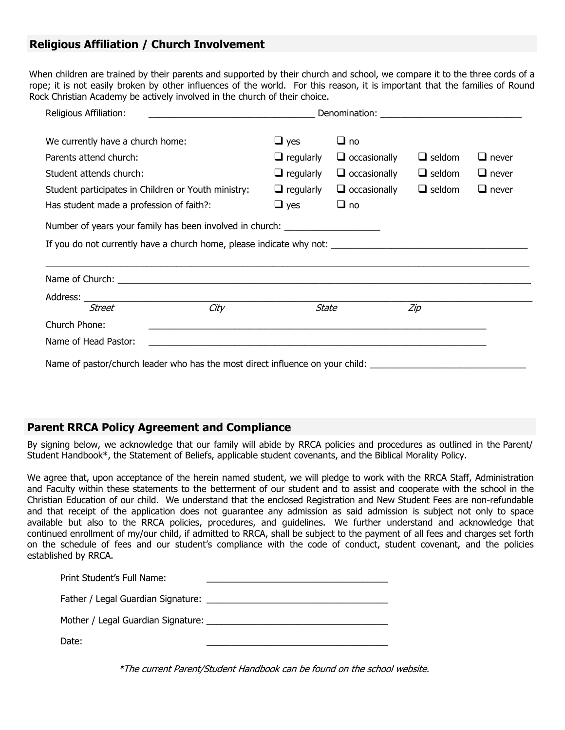## Religious Affiliation / Church Involvement

When children are trained by their parents and supported by their church and school, we compare it to the three cords of a rope; it is not easily broken by other influences of the world. For this reason, it is important that the families of Round Rock Christian Academy be actively involved in the church of their choice.

Religious Affiliation: ________________________________ Denomination: ____________________________

| | | | | |
|---|---|---|---|---|
| We currently have a church home: | ❑ yes | ❑ no | | |
| Parents attend church: | ❑ regularly | ❑ occasionally | ❑ seldom | ❑ never |
| Student attends church: | ❑ regularly | ❑ occasionally | ❑ seldom | ❑ never |
| Student participates in Children or Youth ministry: | ❑ regularly | ❑ occasionally | ❑ seldom | ❑ never |
| Has student made a profession of faith?: | ❑ yes | ❑ no | | |

Number of years your family has been involved in church: ___________________

If you do not currently have a church home, please indicate why not: ______________________________________

_____________________________________________________________________________________________

Name of Church: ______________________________________________________________________________

Address: ____________________________________________________________________________________

*Street* *City* *State* *Zip*

Church Phone: ______________________________________________________________________

Name of Head Pastor: ______________________________________________________________________

Name of pastor/church leader who has the most direct influence on your child: ______________________________

## Parent RRCA Policy Agreement and Compliance

By signing below, we acknowledge that our family will abide by RRCA policies and procedures as outlined in the Parent/ Student Handbook*, the Statement of Beliefs, applicable student covenants, and the Biblical Morality Policy.

We agree that, upon acceptance of the herein named student, we will pledge to work with the RRCA Staff, Administration and Faculty within these statements to the betterment of our student and to assist and cooperate with the school in the Christian Education of our child. We understand that the enclosed Registration and New Student Fees are non-refundable and that receipt of the application does not guarantee any admission as said admission is subject not only to space available but also to the RRCA policies, procedures, and guidelines. We further understand and acknowledge that continued enrollment of my/our child, if admitted to RRCA, shall be subject to the payment of all fees and charges set forth on the schedule of fees and our student's compliance with the code of conduct, student covenant, and the policies established by RRCA.

Print Student's Full Name: ____________________________________

Father / Legal Guardian Signature: ____________________________________

Mother / Legal Guardian Signature: ____________________________________

Date: ____________________________________

*\*The current Parent/Student Handbook can be found on the school website.*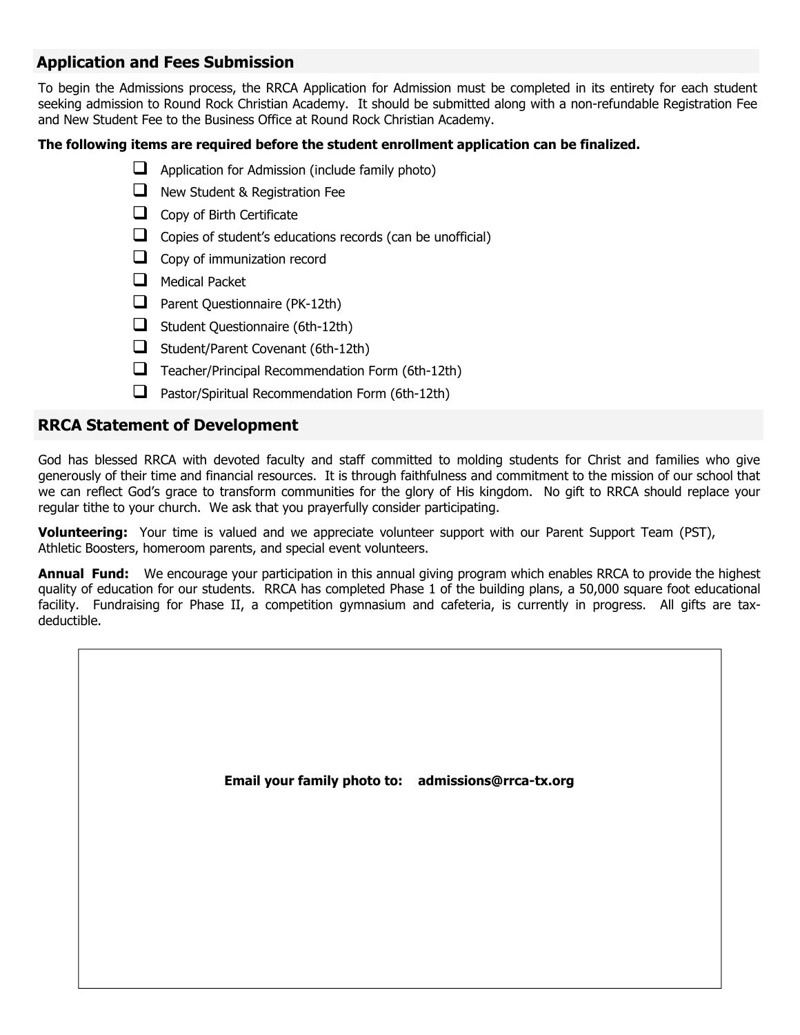## Application and Fees Submission

To begin the Admissions process, the RRCA Application for Admission must be completed in its entirety for each student seeking admission to Round Rock Christian Academy. It should be submitted along with a non-refundable Registration Fee and New Student Fee to the Business Office at Round Rock Christian Academy.

**The following items are required before the student enrollment application can be finalized.**

- [ ] Application for Admission (include family photo)
- [ ] New Student & Registration Fee
- [ ] Copy of Birth Certificate
- [ ] Copies of student's educations records (can be unofficial)
- [ ] Copy of immunization record
- [ ] Medical Packet
- [ ] Parent Questionnaire (PK-12th)
- [ ] Student Questionnaire (6th-12th)
- [ ] Student/Parent Covenant (6th-12th)
- [ ] Teacher/Principal Recommendation Form (6th-12th)
- [ ] Pastor/Spiritual Recommendation Form (6th-12th)

## RRCA Statement of Development

God has blessed RRCA with devoted faculty and staff committed to molding students for Christ and families who give generously of their time and financial resources. It is through faithfulness and commitment to the mission of our school that we can reflect God's grace to transform communities for the glory of His kingdom. No gift to RRCA should replace your regular tithe to your church. We ask that you prayerfully consider participating.

**Volunteering:** Your time is valued and we appreciate volunteer support with our Parent Support Team (PST), Athletic Boosters, homeroom parents, and special event volunteers.

**Annual Fund:** We encourage your participation in this annual giving program which enables RRCA to provide the highest quality of education for our students. RRCA has completed Phase 1 of the building plans, a 50,000 square foot educational facility. Fundraising for Phase II, a competition gymnasium and cafeteria, is currently in progress. All gifts are tax-deductible.

**Email your family photo to: admissions@rrca-tx.org**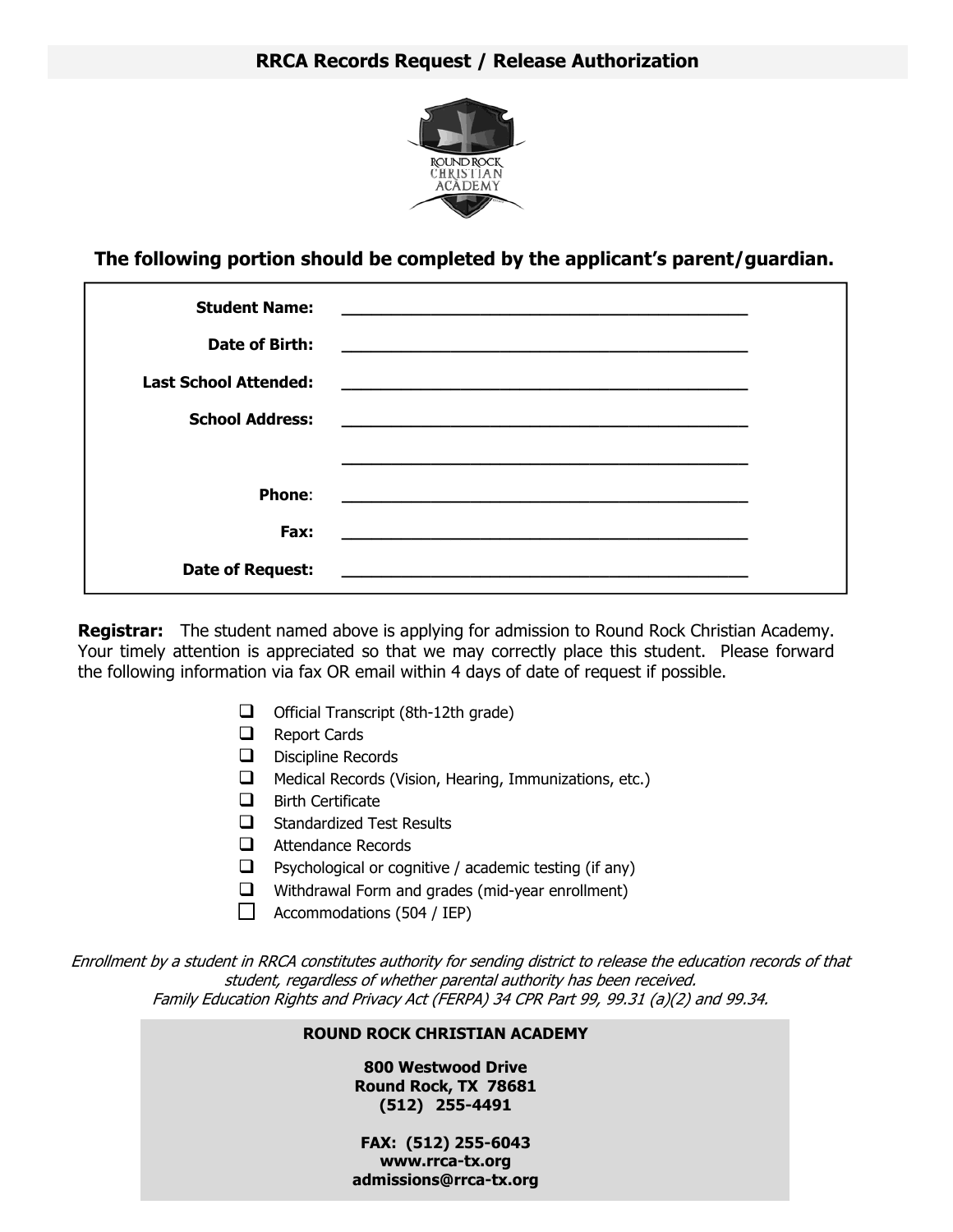## RRCA Records Request / Release Authorization

ROUND ROCK CHRISTIAN ACADEMY

### The following portion should be completed by the applicant's parent/guardian.

**Student Name:** ___________________________________________

**Date of Birth:** ___________________________________________

**Last School Attended:** ___________________________________________

**School Address:** ___________________________________________

___________________________________________

**Phone**: ___________________________________________

**Fax:** ___________________________________________

**Date of Request:** ___________________________________________

**Registrar:** The student named above is applying for admission to Round Rock Christian Academy. Your timely attention is appreciated so that we may correctly place this student. Please forward the following information via fax OR email within 4 days of date of request if possible.

- ☐ Official Transcript (8th-12th grade)
- ☐ Report Cards
- ☐ Discipline Records
- ☐ Medical Records (Vision, Hearing, Immunizations, etc.)
- ☐ Birth Certificate
- ☐ Standardized Test Results
- ☐ Attendance Records
- ☐ Psychological or cognitive / academic testing (if any)
- ☐ Withdrawal Form and grades (mid-year enrollment)
- ☐ Accommodations (504 / IEP)

*Enrollment by a student in RRCA constitutes authority for sending district to release the education records of that student, regardless of whether parental authority has been received.*
*Family Education Rights and Privacy Act (FERPA) 34 CPR Part 99, 99.31 (a)(2) and 99.34.*

**ROUND ROCK CHRISTIAN ACADEMY**

**800 Westwood Drive**
**Round Rock, TX 78681**
**(512) 255-4491**

**FAX: (512) 255-6043**
**www.rrca-tx.org**
**admissions@rrca-tx.org**